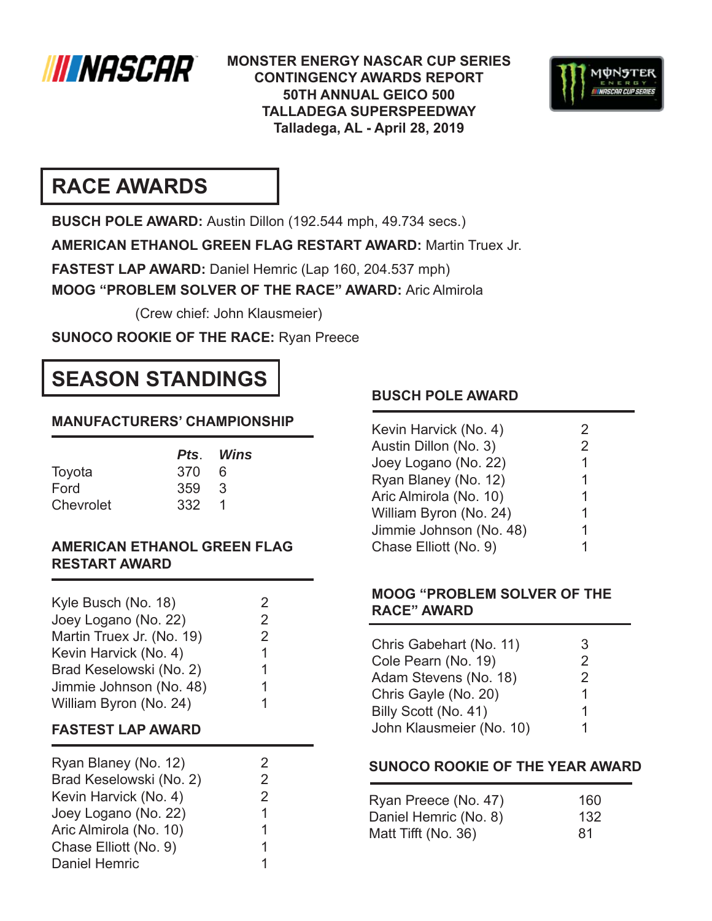**MONSTER ENERGY NASCAR CUP SERIES**
**CONTINGENCY AWARDS REPORT**
**50TH ANNUAL GEICO 500**
**TALLADEGA SUPERSPEEDWAY**
**Talladega, AL - April 28, 2019**

# RACE AWARDS

**BUSCH POLE AWARD:** Austin Dillon (192.544 mph, 49.734 secs.)

**AMERICAN ETHANOL GREEN FLAG RESTART AWARD:** Martin Truex Jr.

**FASTEST LAP AWARD:** Daniel Hemric (Lap 160, 204.537 mph)

**MOOG "PROBLEM SOLVER OF THE RACE" AWARD:** Aric Almirola
(Crew chief: John Klausmeier)

**SUNOCO ROOKIE OF THE RACE:** Ryan Preece

# SEASON STANDINGS

## MANUFACTURERS' CHAMPIONSHIP

| | *Pts.* | *Wins* |
|---|---|---|
| Toyota | 370 | 6 |
| Ford | 359 | 3 |
| Chevrolet | 332 | 1 |

## AMERICAN ETHANOL GREEN FLAG RESTART AWARD

| | |
|---|---|
| Kyle Busch (No. 18) | 2 |
| Joey Logano (No. 22) | 2 |
| Martin Truex Jr. (No. 19) | 2 |
| Kevin Harvick (No. 4) | 1 |
| Brad Keselowski (No. 2) | 1 |
| Jimmie Johnson (No. 48) | 1 |
| William Byron (No. 24) | 1 |

## FASTEST LAP AWARD

| | |
|---|---|
| Ryan Blaney (No. 12) | 2 |
| Brad Keselowski (No. 2) | 2 |
| Kevin Harvick (No. 4) | 2 |
| Joey Logano (No. 22) | 1 |
| Aric Almirola (No. 10) | 1 |
| Chase Elliott (No. 9) | 1 |
| Daniel Hemric | 1 |

## BUSCH POLE AWARD

| | |
|---|---|
| Kevin Harvick (No. 4) | 2 |
| Austin Dillon (No. 3) | 2 |
| Joey Logano (No. 22) | 1 |
| Ryan Blaney (No. 12) | 1 |
| Aric Almirola (No. 10) | 1 |
| William Byron (No. 24) | 1 |
| Jimmie Johnson (No. 48) | 1 |
| Chase Elliott (No. 9) | 1 |

## MOOG "PROBLEM SOLVER OF THE RACE" AWARD

| | |
|---|---|
| Chris Gabehart (No. 11) | 3 |
| Cole Pearn (No. 19) | 2 |
| Adam Stevens (No. 18) | 2 |
| Chris Gayle (No. 20) | 1 |
| Billy Scott (No. 41) | 1 |
| John Klausmeier (No. 10) | 1 |

## SUNOCO ROOKIE OF THE YEAR AWARD

| | |
|---|---|
| Ryan Preece (No. 47) | 160 |
| Daniel Hemric (No. 8) | 132 |
| Matt Tifft (No. 36) | 81 |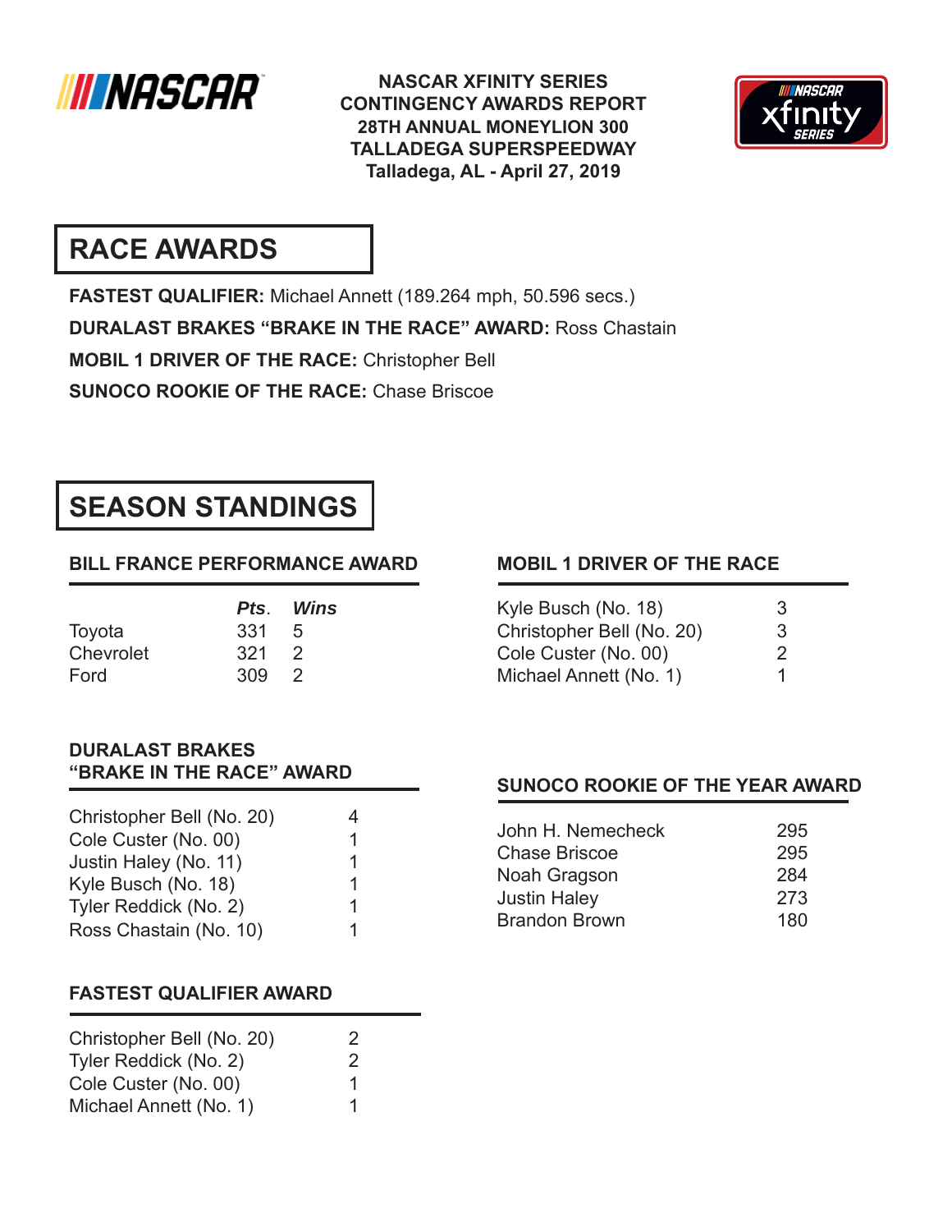NASCAR XFINITY SERIES
CONTINGENCY AWARDS REPORT
28TH ANNUAL MONEYLION 300
TALLADEGA SUPERSPEEDWAY
Talladega, AL - April 27, 2019

# RACE AWARDS

**FASTEST QUALIFIER:** Michael Annett (189.264 mph, 50.596 secs.)

**DURALAST BRAKES "BRAKE IN THE RACE" AWARD:** Ross Chastain

**MOBIL 1 DRIVER OF THE RACE:** Christopher Bell

**SUNOCO ROOKIE OF THE RACE:** Chase Briscoe

# SEASON STANDINGS

## BILL FRANCE PERFORMANCE AWARD

| | *Pts.* | *Wins* |
|---|---|---|
| Toyota | 331 | 5 |
| Chevrolet | 321 | 2 |
| Ford | 309 | 2 |

## MOBIL 1 DRIVER OF THE RACE

| | |
|---|---|
| Kyle Busch (No. 18) | 3 |
| Christopher Bell (No. 20) | 3 |
| Cole Custer (No. 00) | 2 |
| Michael Annett (No. 1) | 1 |

## DURALAST BRAKES "BRAKE IN THE RACE" AWARD

| | |
|---|---|
| Christopher Bell (No. 20) | 4 |
| Cole Custer (No. 00) | 1 |
| Justin Haley (No. 11) | 1 |
| Kyle Busch (No. 18) | 1 |
| Tyler Reddick (No. 2) | 1 |
| Ross Chastain (No. 10) | 1 |

## SUNOCO ROOKIE OF THE YEAR AWARD

| | |
|---|---|
| John H. Nemecheck | 295 |
| Chase Briscoe | 295 |
| Noah Gragson | 284 |
| Justin Haley | 273 |
| Brandon Brown | 180 |

## FASTEST QUALIFIER AWARD

| | |
|---|---|
| Christopher Bell (No. 20) | 2 |
| Tyler Reddick (No. 2) | 2 |
| Cole Custer (No. 00) | 1 |
| Michael Annett (No. 1) | 1 |